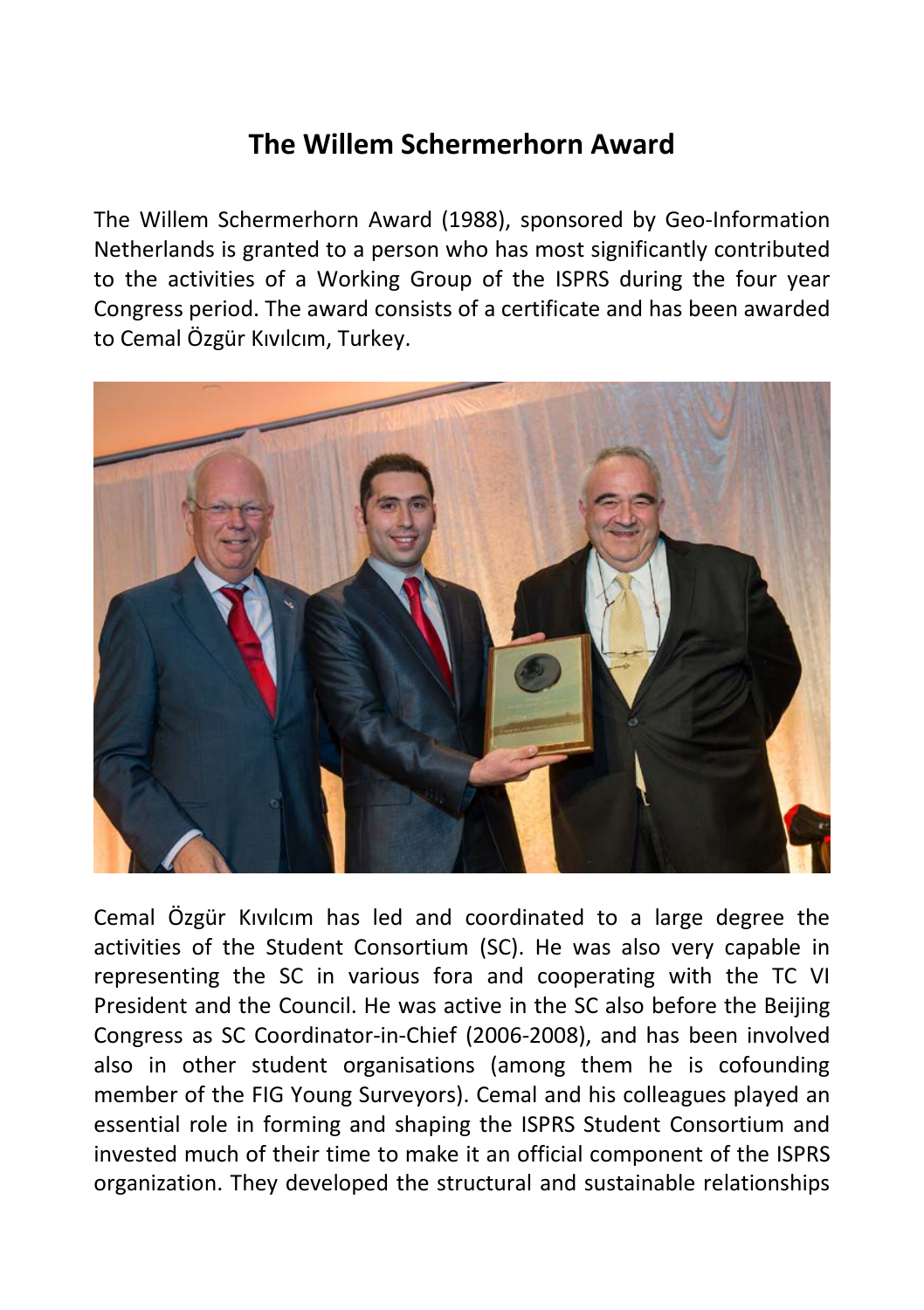# The Willem Schermerhorn Award

The Willem Schermerhorn Award (1988), sponsored by Geo-Information Netherlands is granted to a person who has most significantly contributed to the activities of a Working Group of the ISPRS during the four year Congress period. The award consists of a certificate and has been awarded to Cemal Özgür Kıvılcım, Turkey.

Cemal Özgür Kıvılcım has led and coordinated to a large degree the activities of the Student Consortium (SC). He was also very capable in representing the SC in various fora and cooperating with the TC VI President and the Council. He was active in the SC also before the Beijing Congress as SC Coordinator-in-Chief (2006-2008), and has been involved also in other student organisations (among them he is cofounding member of the FIG Young Surveyors). Cemal and his colleagues played an essential role in forming and shaping the ISPRS Student Consortium and invested much of their time to make it an official component of the ISPRS organization. They developed the structural and sustainable relationships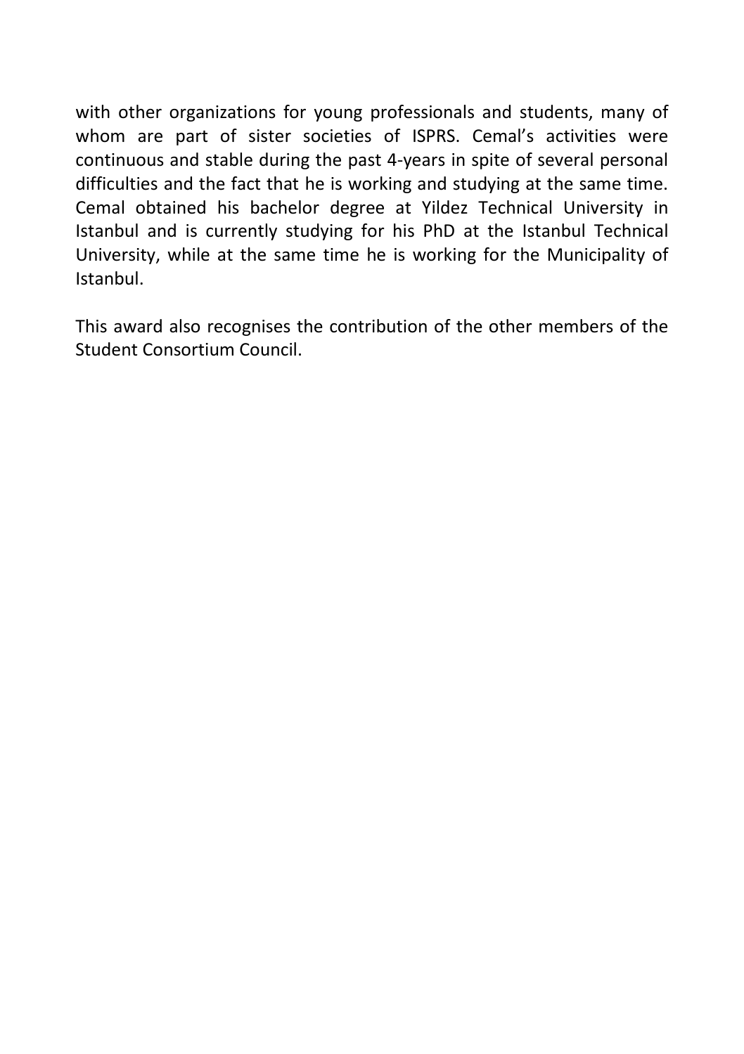with other organizations for young professionals and students, many of whom are part of sister societies of ISPRS. Cemal's activities were continuous and stable during the past 4-years in spite of several personal difficulties and the fact that he is working and studying at the same time. Cemal obtained his bachelor degree at Yildez Technical University in Istanbul and is currently studying for his PhD at the Istanbul Technical University, while at the same time he is working for the Municipality of Istanbul.

This award also recognises the contribution of the other members of the Student Consortium Council.